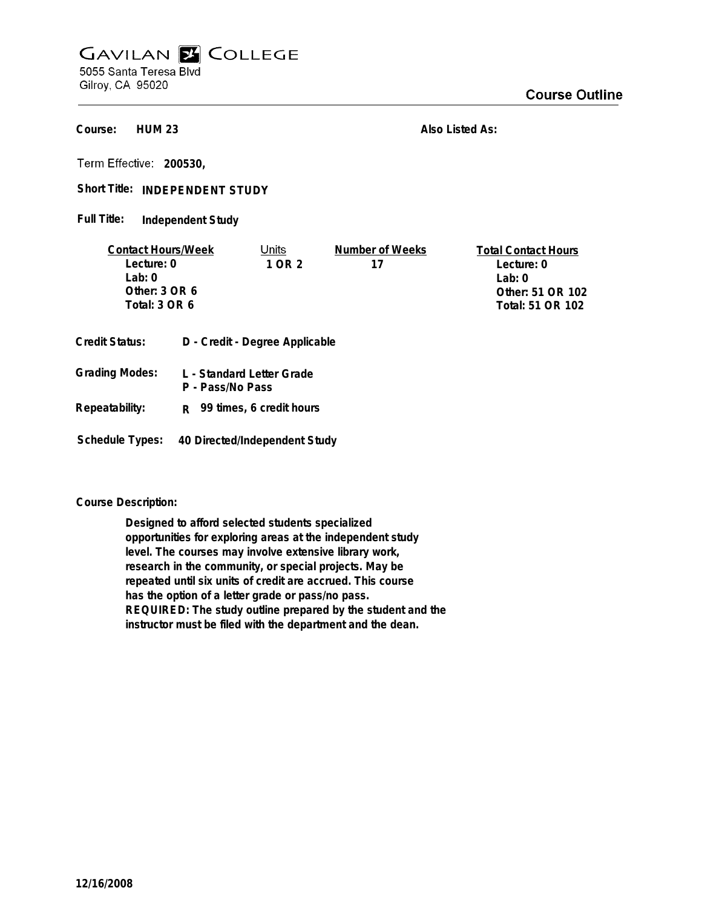# GAVILAN COLLEGE

5055 Santa Teresa Blvd
Gilroy, CA 95020

## Course Outline

**Course:** **HUM 23**

**Also Listed As:**

Term Effective: **200530,**

**Short Title:** **INDEPENDENT STUDY**

**Full Title:** **Independent Study**

| Contact Hours/Week | Units | Number of Weeks | Total Contact Hours |
|---|---|---|---|
| Lecture: 0 | 1 OR 2 | 17 | Lecture: 0 |
| Lab: 0 | | | Lab: 0 |
| Other: 3 OR 6 | | | Other: 51 OR 102 |
| Total: 3 OR 6 | | | Total: 51 OR 102 |

**Credit Status:** **D - Credit - Degree Applicable**

**Grading Modes:** **L - Standard Letter Grade**
**P - Pass/No Pass**

**Repeatability:** **R 99 times, 6 credit hours**

**Schedule Types:** **40 Directed/Independent Study**

**Course Description:**

**Designed to afford selected students specialized opportunities for exploring areas at the independent study level. The courses may involve extensive library work, research in the community, or special projects. May be repeated until six units of credit are accrued. This course has the option of a letter grade or pass/no pass. REQUIRED: The study outline prepared by the student and the instructor must be filed with the department and the dean.**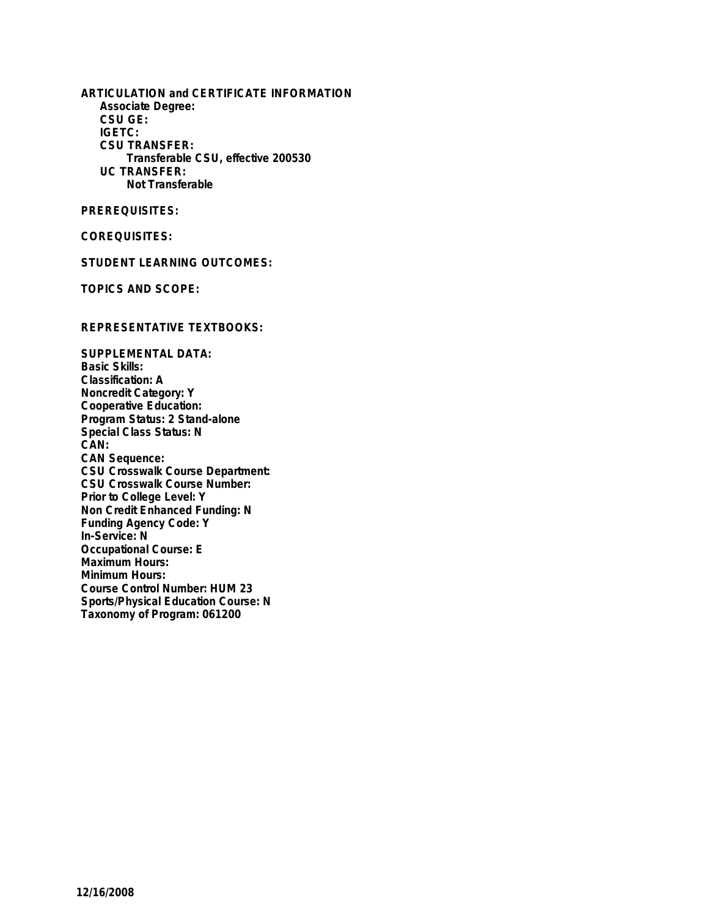**ARTICULATION and CERTIFICATE INFORMATION**

**Associate Degree:**

**CSU GE:**

**IGETC:**

**CSU TRANSFER:**

**Transferable CSU, effective 200530**

**UC TRANSFER:**

**Not Transferable**

**PREREQUISITES:**

**COREQUISITES:**

**STUDENT LEARNING OUTCOMES:**

**TOPICS AND SCOPE:**

**REPRESENTATIVE TEXTBOOKS:**

**SUPPLEMENTAL DATA:**
**Basic Skills:**
**Classification: A**
**Noncredit Category: Y**
**Cooperative Education:**
**Program Status: 2 Stand-alone**
**Special Class Status: N**
**CAN:**
**CAN Sequence:**
**CSU Crosswalk Course Department:**
**CSU Crosswalk Course Number:**
**Prior to College Level: Y**
**Non Credit Enhanced Funding: N**
**Funding Agency Code: Y**
**In-Service: N**
**Occupational Course: E**
**Maximum Hours:**
**Minimum Hours:**
**Course Control Number: HUM 23**
**Sports/Physical Education Course: N**
**Taxonomy of Program: 061200**

**12/16/2008**